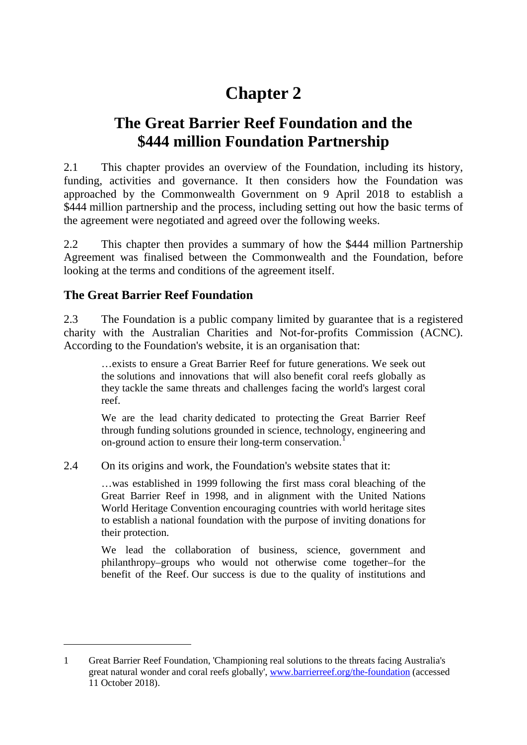# Chapter 2

## The Great Barrier Reef Foundation and the $444 million Foundation Partnership

2.1 This chapter provides an overview of the Foundation, including its history, funding, activities and governance. It then considers how the Foundation was approached by the Commonwealth Government on 9 April 2018 to establish a $444 million partnership and the process, including setting out how the basic terms of the agreement were negotiated and agreed over the following weeks.

2.2 This chapter then provides a summary of how the $444 million Partnership Agreement was finalised between the Commonwealth and the Foundation, before looking at the terms and conditions of the agreement itself.

### The Great Barrier Reef Foundation

2.3 The Foundation is a public company limited by guarantee that is a registered charity with the Australian Charities and Not-for-profits Commission (ACNC). According to the Foundation's website, it is an organisation that:

> …exists to ensure a Great Barrier Reef for future generations. We seek out the solutions and innovations that will also benefit coral reefs globally as they tackle the same threats and challenges facing the world's largest coral reef.
>
> We are the lead charity dedicated to protecting the Great Barrier Reef through funding solutions grounded in science, technology, engineering and on-ground action to ensure their long-term conservation.[1]

2.4 On its origins and work, the Foundation's website states that it:

> …was established in 1999 following the first mass coral bleaching of the Great Barrier Reef in 1998, and in alignment with the United Nations World Heritage Convention encouraging countries with world heritage sites to establish a national foundation with the purpose of inviting donations for their protection.
>
> We lead the collaboration of business, science, government and philanthropy–groups who would not otherwise come together–for the benefit of the Reef. Our success is due to the quality of institutions and

---

1 Great Barrier Reef Foundation, 'Championing real solutions to the threats facing Australia's great natural wonder and coral reefs globally', www.barrierreef.org/the-foundation (accessed 11 October 2018).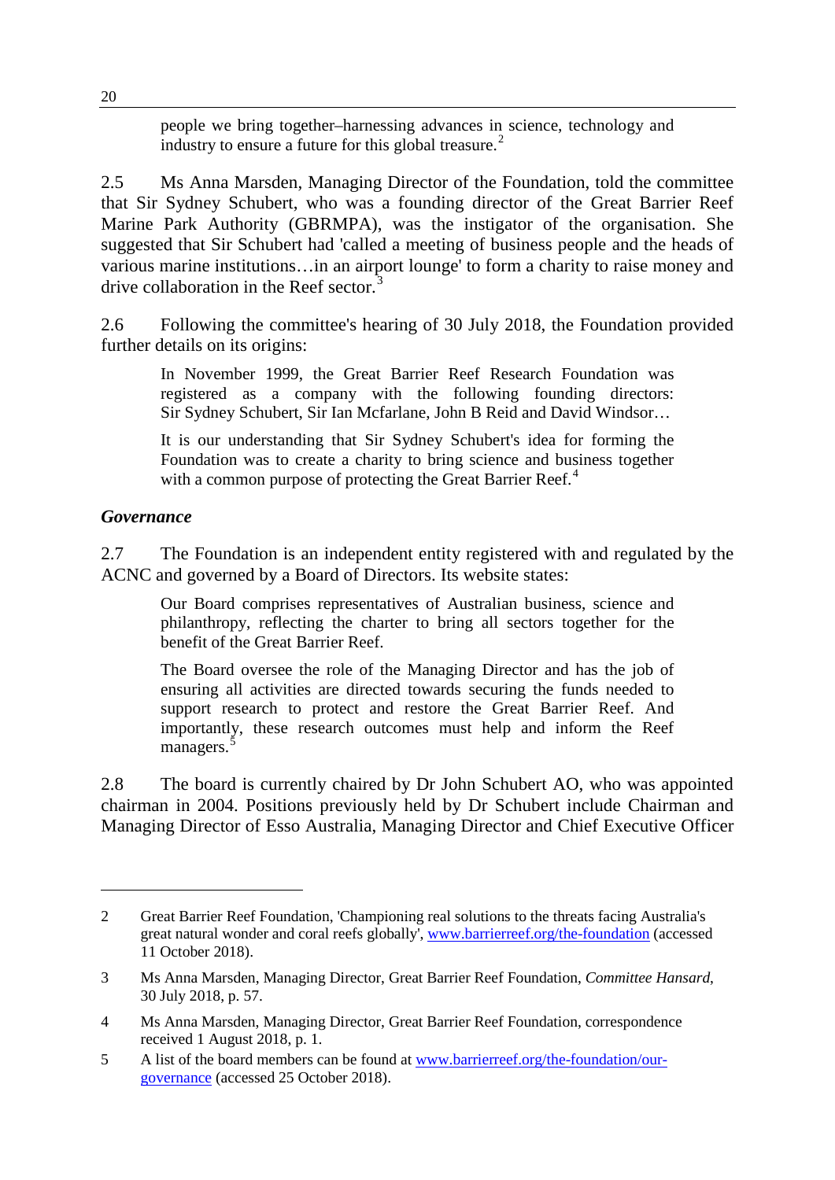> people we bring together–harnessing advances in science, technology and industry to ensure a future for this global treasure.[2]

2.5 Ms Anna Marsden, Managing Director of the Foundation, told the committee that Sir Sydney Schubert, who was a founding director of the Great Barrier Reef Marine Park Authority (GBRMPA), was the instigator of the organisation. She suggested that Sir Schubert had 'called a meeting of business people and the heads of various marine institutions…in an airport lounge' to form a charity to raise money and drive collaboration in the Reef sector.[3]

2.6 Following the committee's hearing of 30 July 2018, the Foundation provided further details on its origins:

> In November 1999, the Great Barrier Reef Research Foundation was registered as a company with the following founding directors: Sir Sydney Schubert, Sir Ian Mcfarlane, John B Reid and David Windsor…
>
> It is our understanding that Sir Sydney Schubert's idea for forming the Foundation was to create a charity to bring science and business together with a common purpose of protecting the Great Barrier Reef.[4]

### *Governance*

2.7 The Foundation is an independent entity registered with and regulated by the ACNC and governed by a Board of Directors. Its website states:

> Our Board comprises representatives of Australian business, science and philanthropy, reflecting the charter to bring all sectors together for the benefit of the Great Barrier Reef.
>
> The Board oversee the role of the Managing Director and has the job of ensuring all activities are directed towards securing the funds needed to support research to protect and restore the Great Barrier Reef. And importantly, these research outcomes must help and inform the Reef managers.[5]

2.8 The board is currently chaired by Dr John Schubert AO, who was appointed chairman in 2004. Positions previously held by Dr Schubert include Chairman and Managing Director of Esso Australia, Managing Director and Chief Executive Officer

---

2 Great Barrier Reef Foundation, 'Championing real solutions to the threats facing Australia's great natural wonder and coral reefs globally', www.barrierreef.org/the-foundation (accessed 11 October 2018).

3 Ms Anna Marsden, Managing Director, Great Barrier Reef Foundation, *Committee Hansard*, 30 July 2018, p. 57.

4 Ms Anna Marsden, Managing Director, Great Barrier Reef Foundation, correspondence received 1 August 2018, p. 1.

5 A list of the board members can be found at www.barrierreef.org/the-foundation/our-governance (accessed 25 October 2018).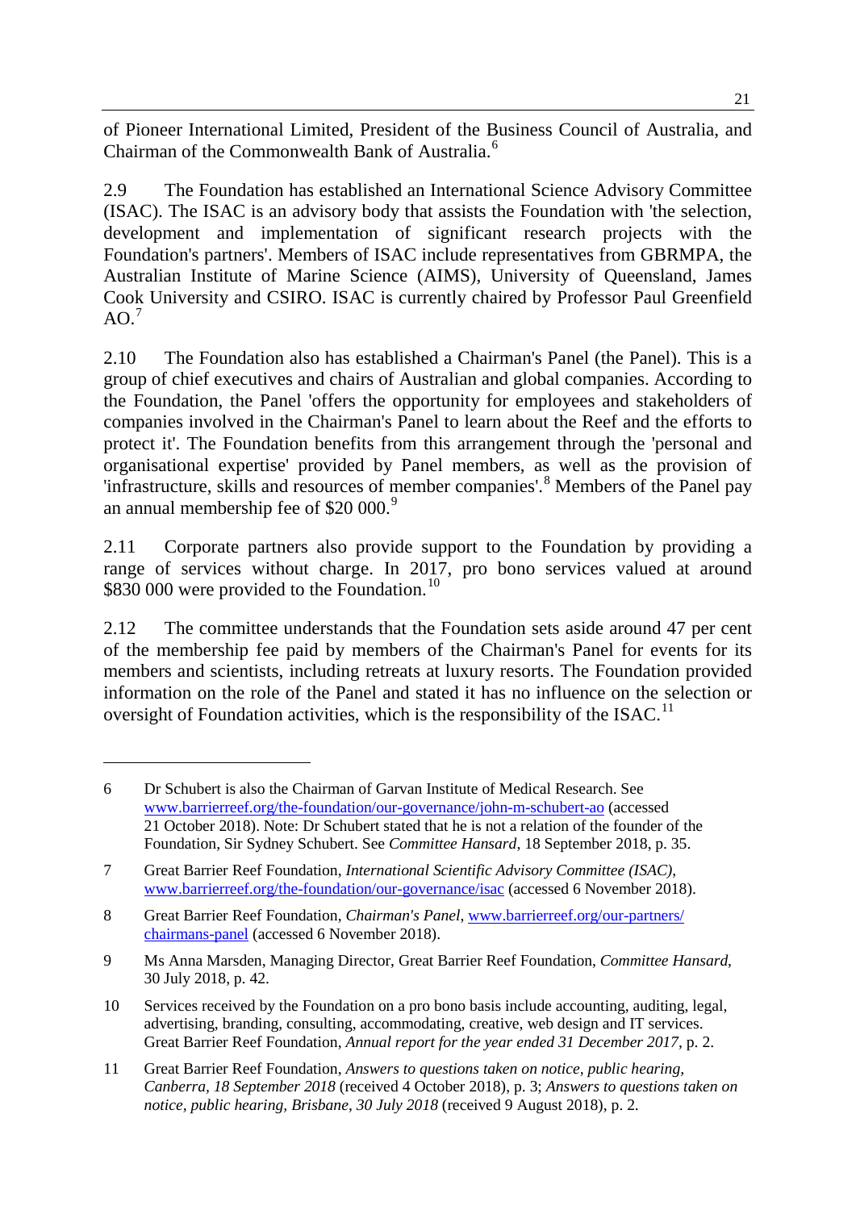of Pioneer International Limited, President of the Business Council of Australia, and Chairman of the Commonwealth Bank of Australia.[6]

2.9 The Foundation has established an International Science Advisory Committee (ISAC). The ISAC is an advisory body that assists the Foundation with 'the selection, development and implementation of significant research projects with the Foundation's partners'. Members of ISAC include representatives from GBRMPA, the Australian Institute of Marine Science (AIMS), University of Queensland, James Cook University and CSIRO. ISAC is currently chaired by Professor Paul Greenfield AO.[7]

2.10 The Foundation also has established a Chairman's Panel (the Panel). This is a group of chief executives and chairs of Australian and global companies. According to the Foundation, the Panel 'offers the opportunity for employees and stakeholders of companies involved in the Chairman's Panel to learn about the Reef and the efforts to protect it'. The Foundation benefits from this arrangement through the 'personal and organisational expertise' provided by Panel members, as well as the provision of 'infrastructure, skills and resources of member companies'.[8] Members of the Panel pay an annual membership fee of $20 000.[9]

2.11 Corporate partners also provide support to the Foundation by providing a range of services without charge. In 2017, pro bono services valued at around $830 000 were provided to the Foundation.[10]

2.12 The committee understands that the Foundation sets aside around 47 per cent of the membership fee paid by members of the Chairman's Panel for events for its members and scientists, including retreats at luxury resorts. The Foundation provided information on the role of the Panel and stated it has no influence on the selection or oversight of Foundation activities, which is the responsibility of the ISAC.[11]

---

6 Dr Schubert is also the Chairman of Garvan Institute of Medical Research. See www.barrierreef.org/the-foundation/our-governance/john-m-schubert-ao (accessed 21 October 2018). Note: Dr Schubert stated that he is not a relation of the founder of the Foundation, Sir Sydney Schubert. See *Committee Hansard*, 18 September 2018, p. 35.

7 Great Barrier Reef Foundation, *International Scientific Advisory Committee (ISAC)*, www.barrierreef.org/the-foundation/our-governance/isac (accessed 6 November 2018).

8 Great Barrier Reef Foundation, *Chairman's Panel*, www.barrierreef.org/our-partners/chairmans-panel (accessed 6 November 2018).

9 Ms Anna Marsden, Managing Director, Great Barrier Reef Foundation, *Committee Hansard*, 30 July 2018, p. 42.

10 Services received by the Foundation on a pro bono basis include accounting, auditing, legal, advertising, branding, consulting, accommodating, creative, web design and IT services. Great Barrier Reef Foundation, *Annual report for the year ended 31 December 2017*, p. 2.

11 Great Barrier Reef Foundation, *Answers to questions taken on notice, public hearing, Canberra, 18 September 2018* (received 4 October 2018), p. 3; *Answers to questions taken on notice, public hearing, Brisbane, 30 July 2018* (received 9 August 2018), p. 2.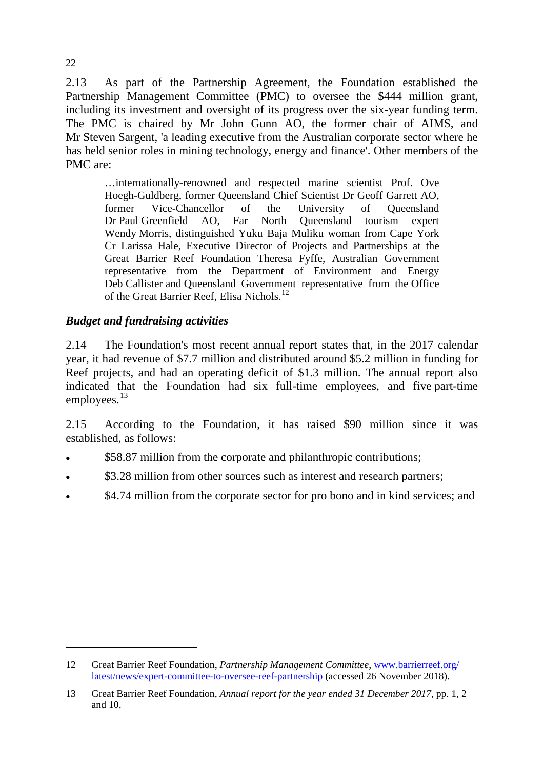2.13 As part of the Partnership Agreement, the Foundation established the Partnership Management Committee (PMC) to oversee the $444 million grant, including its investment and oversight of its progress over the six-year funding term. The PMC is chaired by Mr John Gunn AO, the former chair of AIMS, and Mr Steven Sargent, 'a leading executive from the Australian corporate sector where he has held senior roles in mining technology, energy and finance'. Other members of the PMC are:

> …internationally-renowned and respected marine scientist Prof. Ove Hoegh-Guldberg, former Queensland Chief Scientist Dr Geoff Garrett AO, former Vice-Chancellor of the University of Queensland Dr Paul Greenfield AO, Far North Queensland tourism expert Wendy Morris, distinguished Yuku Baja Muliku woman from Cape York Cr Larissa Hale, Executive Director of Projects and Partnerships at the Great Barrier Reef Foundation Theresa Fyffe, Australian Government representative from the Department of Environment and Energy Deb Callister and Queensland Government representative from the Office of the Great Barrier Reef, Elisa Nichols.[12]

### *Budget and fundraising activities*

2.14 The Foundation's most recent annual report states that, in the 2017 calendar year, it had revenue of $7.7 million and distributed around $5.2 million in funding for Reef projects, and had an operating deficit of $1.3 million. The annual report also indicated that the Foundation had six full-time employees, and five part-time employees.[13]

2.15 According to the Foundation, it has raised $90 million since it was established, as follows:

- $58.87 million from the corporate and philanthropic contributions;
- $3.28 million from other sources such as interest and research partners;
- $4.74 million from the corporate sector for pro bono and in kind services; and

---

12 Great Barrier Reef Foundation, *Partnership Management Committee*, www.barrierreef.org/latest/news/expert-committee-to-oversee-reef-partnership (accessed 26 November 2018).

13 Great Barrier Reef Foundation, *Annual report for the year ended 31 December 2017*, pp. 1, 2 and 10.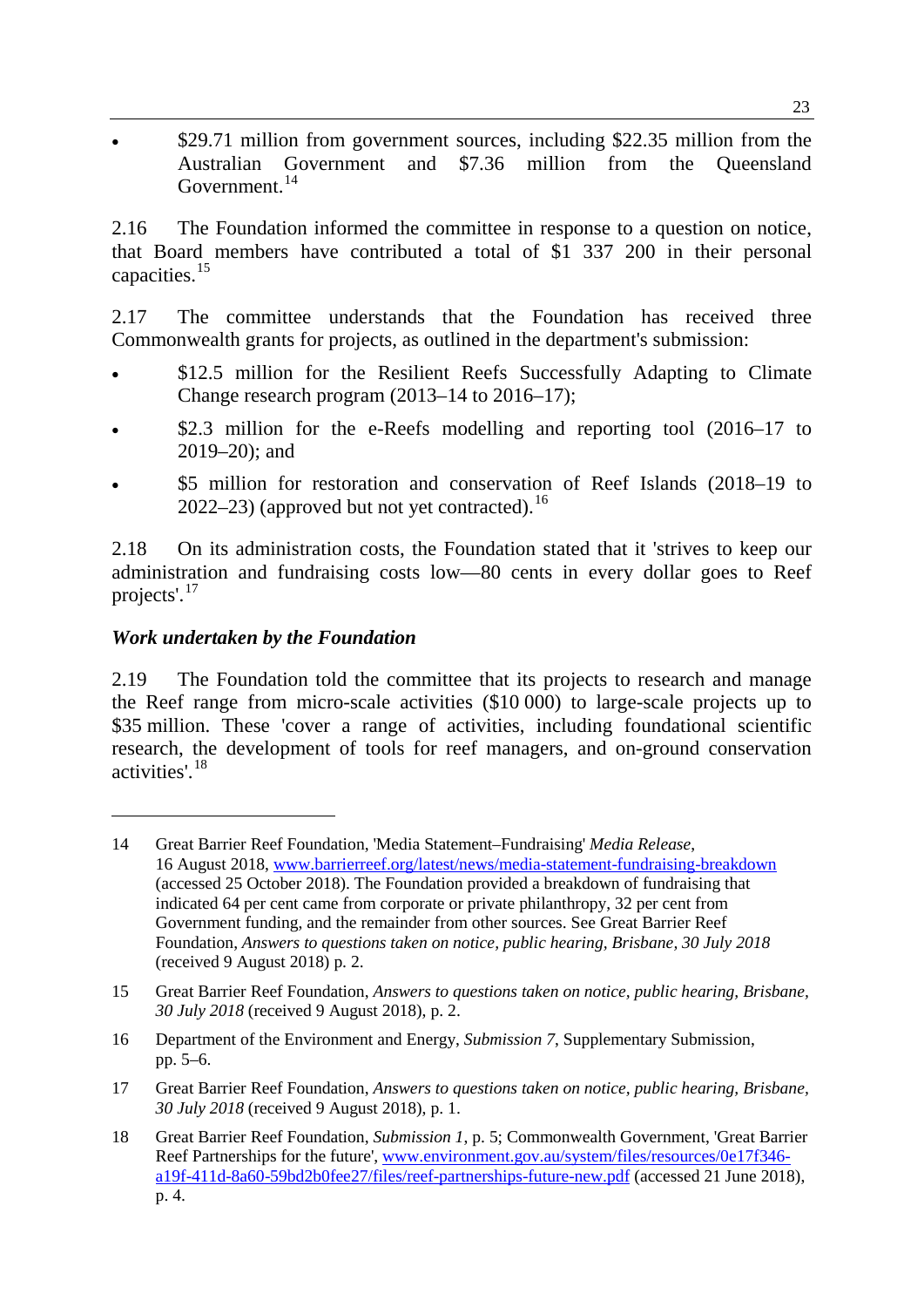- $29.71 million from government sources, including $22.35 million from the Australian Government and $7.36 million from the Queensland Government.[14]

2.16 The Foundation informed the committee in response to a question on notice, that Board members have contributed a total of $1 337 200 in their personal capacities.[15]

2.17 The committee understands that the Foundation has received three Commonwealth grants for projects, as outlined in the department's submission:

- $12.5 million for the Resilient Reefs Successfully Adapting to Climate Change research program (2013–14 to 2016–17);
- $2.3 million for the e-Reefs modelling and reporting tool (2016–17 to 2019–20); and
- $5 million for restoration and conservation of Reef Islands (2018–19 to 2022–23) (approved but not yet contracted).[16]

2.18 On its administration costs, the Foundation stated that it 'strives to keep our administration and fundraising costs low—80 cents in every dollar goes to Reef projects'.[17]

### *Work undertaken by the Foundation*

2.19 The Foundation told the committee that its projects to research and manage the Reef range from micro-scale activities ($10 000) to large-scale projects up to $35 million. These 'cover a range of activities, including foundational scientific research, the development of tools for reef managers, and on-ground conservation activities'.[18]

---

14 Great Barrier Reef Foundation, 'Media Statement–Fundraising' *Media Release*, 16 August 2018, www.barrierreef.org/latest/news/media-statement-fundraising-breakdown (accessed 25 October 2018). The Foundation provided a breakdown of fundraising that indicated 64 per cent came from corporate or private philanthropy, 32 per cent from Government funding, and the remainder from other sources. See Great Barrier Reef Foundation, *Answers to questions taken on notice, public hearing, Brisbane, 30 July 2018* (received 9 August 2018) p. 2.

15 Great Barrier Reef Foundation, *Answers to questions taken on notice, public hearing, Brisbane, 30 July 2018* (received 9 August 2018), p. 2.

16 Department of the Environment and Energy, *Submission 7*, Supplementary Submission, pp. 5–6.

17 Great Barrier Reef Foundation, *Answers to questions taken on notice, public hearing, Brisbane, 30 July 2018* (received 9 August 2018), p. 1.

18 Great Barrier Reef Foundation, *Submission 1*, p. 5; Commonwealth Government, 'Great Barrier Reef Partnerships for the future', www.environment.gov.au/system/files/resources/0e17f346-a19f-411d-8a60-59bd2b0fee27/files/reef-partnerships-future-new.pdf (accessed 21 June 2018), p. 4.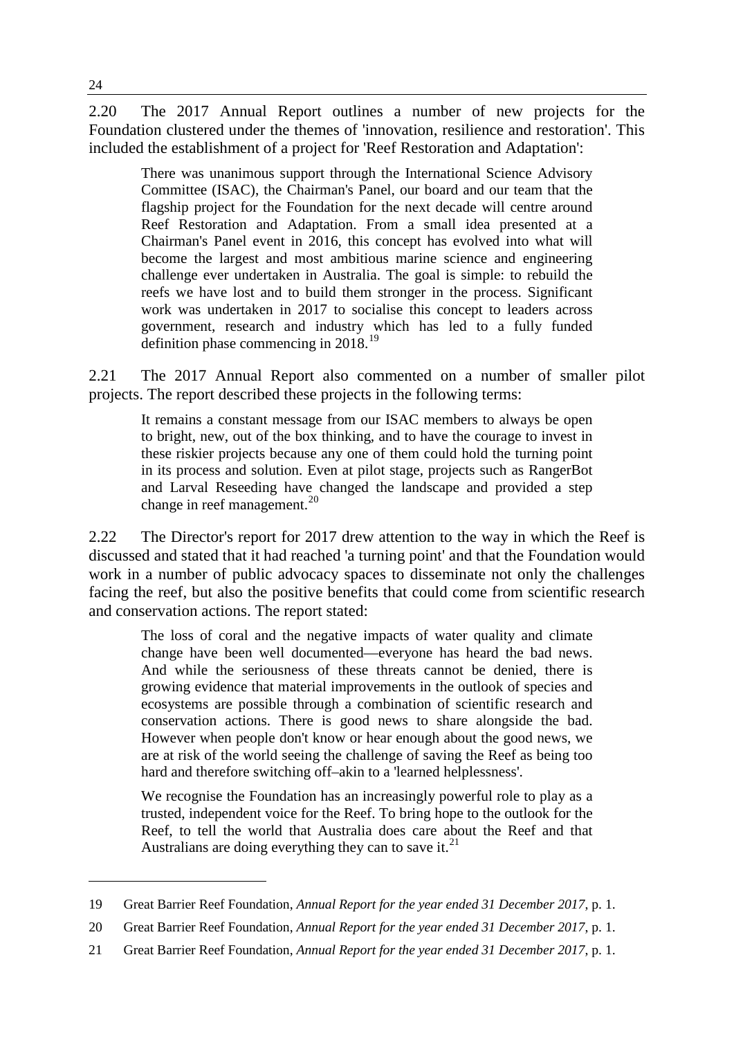2.20 The 2017 Annual Report outlines a number of new projects for the Foundation clustered under the themes of 'innovation, resilience and restoration'. This included the establishment of a project for 'Reef Restoration and Adaptation':

> There was unanimous support through the International Science Advisory Committee (ISAC), the Chairman's Panel, our board and our team that the flagship project for the Foundation for the next decade will centre around Reef Restoration and Adaptation. From a small idea presented at a Chairman's Panel event in 2016, this concept has evolved into what will become the largest and most ambitious marine science and engineering challenge ever undertaken in Australia. The goal is simple: to rebuild the reefs we have lost and to build them stronger in the process. Significant work was undertaken in 2017 to socialise this concept to leaders across government, research and industry which has led to a fully funded definition phase commencing in 2018.[19]

2.21 The 2017 Annual Report also commented on a number of smaller pilot projects. The report described these projects in the following terms:

> It remains a constant message from our ISAC members to always be open to bright, new, out of the box thinking, and to have the courage to invest in these riskier projects because any one of them could hold the turning point in its process and solution. Even at pilot stage, projects such as RangerBot and Larval Reseeding have changed the landscape and provided a step change in reef management.[20]

2.22 The Director's report for 2017 drew attention to the way in which the Reef is discussed and stated that it had reached 'a turning point' and that the Foundation would work in a number of public advocacy spaces to disseminate not only the challenges facing the reef, but also the positive benefits that could come from scientific research and conservation actions. The report stated:

> The loss of coral and the negative impacts of water quality and climate change have been well documented—everyone has heard the bad news. And while the seriousness of these threats cannot be denied, there is growing evidence that material improvements in the outlook of species and ecosystems are possible through a combination of scientific research and conservation actions. There is good news to share alongside the bad. However when people don't know or hear enough about the good news, we are at risk of the world seeing the challenge of saving the Reef as being too hard and therefore switching off–akin to a 'learned helplessness'.
>
> We recognise the Foundation has an increasingly powerful role to play as a trusted, independent voice for the Reef. To bring hope to the outlook for the Reef, to tell the world that Australia does care about the Reef and that Australians are doing everything they can to save it.[21]

---

19 Great Barrier Reef Foundation, *Annual Report for the year ended 31 December 2017*, p. 1.

20 Great Barrier Reef Foundation, *Annual Report for the year ended 31 December 2017*, p. 1.

21 Great Barrier Reef Foundation, *Annual Report for the year ended 31 December 2017*, p. 1.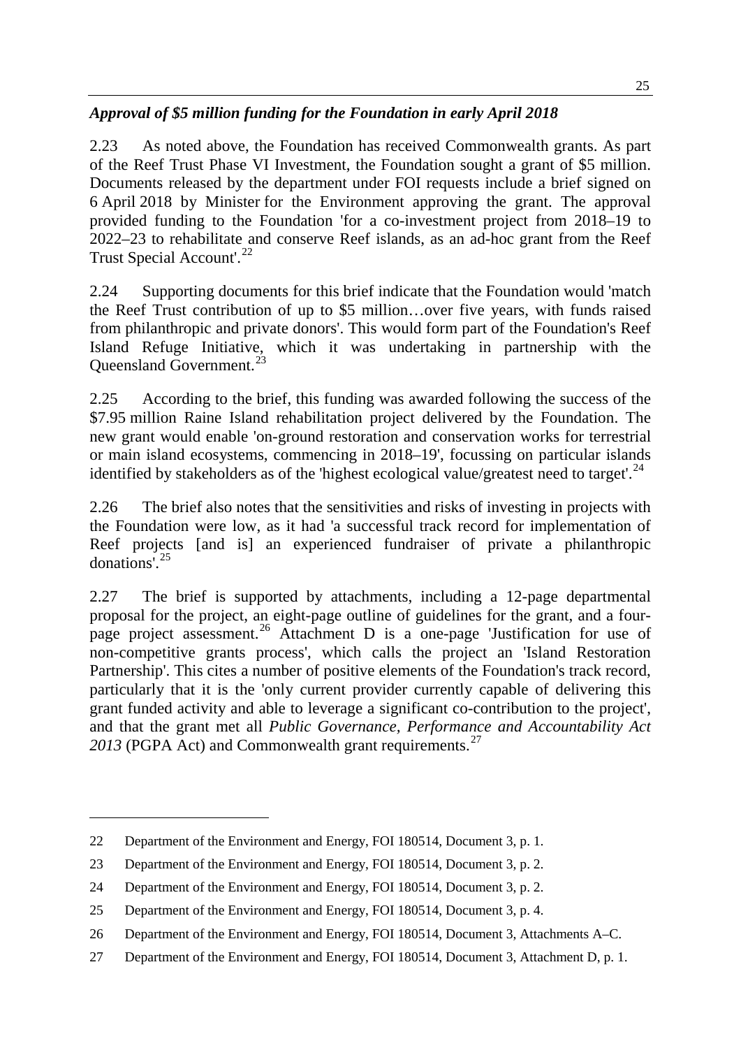### *Approval of $5 million funding for the Foundation in early April 2018*

2.23 As noted above, the Foundation has received Commonwealth grants. As part of the Reef Trust Phase VI Investment, the Foundation sought a grant of $5 million. Documents released by the department under FOI requests include a brief signed on 6 April 2018 by Minister for the Environment approving the grant. The approval provided funding to the Foundation 'for a co-investment project from 2018–19 to 2022–23 to rehabilitate and conserve Reef islands, as an ad-hoc grant from the Reef Trust Special Account'.[22]

2.24 Supporting documents for this brief indicate that the Foundation would 'match the Reef Trust contribution of up to $5 million…over five years, with funds raised from philanthropic and private donors'. This would form part of the Foundation's Reef Island Refuge Initiative, which it was undertaking in partnership with the Queensland Government.[23]

2.25 According to the brief, this funding was awarded following the success of the $7.95 million Raine Island rehabilitation project delivered by the Foundation. The new grant would enable 'on-ground restoration and conservation works for terrestrial or main island ecosystems, commencing in 2018–19', focussing on particular islands identified by stakeholders as of the 'highest ecological value/greatest need to target'.[24]

2.26 The brief also notes that the sensitivities and risks of investing in projects with the Foundation were low, as it had 'a successful track record for implementation of Reef projects [and is] an experienced fundraiser of private a philanthropic donations'.[25]

2.27 The brief is supported by attachments, including a 12-page departmental proposal for the project, an eight-page outline of guidelines for the grant, and a four-page project assessment.[26] Attachment D is a one-page 'Justification for use of non-competitive grants process', which calls the project an 'Island Restoration Partnership'. This cites a number of positive elements of the Foundation's track record, particularly that it is the 'only current provider currently capable of delivering this grant funded activity and able to leverage a significant co-contribution to the project', and that the grant met all *Public Governance, Performance and Accountability Act 2013* (PGPA Act) and Commonwealth grant requirements.[27]

---

22 Department of the Environment and Energy, FOI 180514, Document 3, p. 1.

23 Department of the Environment and Energy, FOI 180514, Document 3, p. 2.

24 Department of the Environment and Energy, FOI 180514, Document 3, p. 2.

25 Department of the Environment and Energy, FOI 180514, Document 3, p. 4.

26 Department of the Environment and Energy, FOI 180514, Document 3, Attachments A–C.

27 Department of the Environment and Energy, FOI 180514, Document 3, Attachment D, p. 1.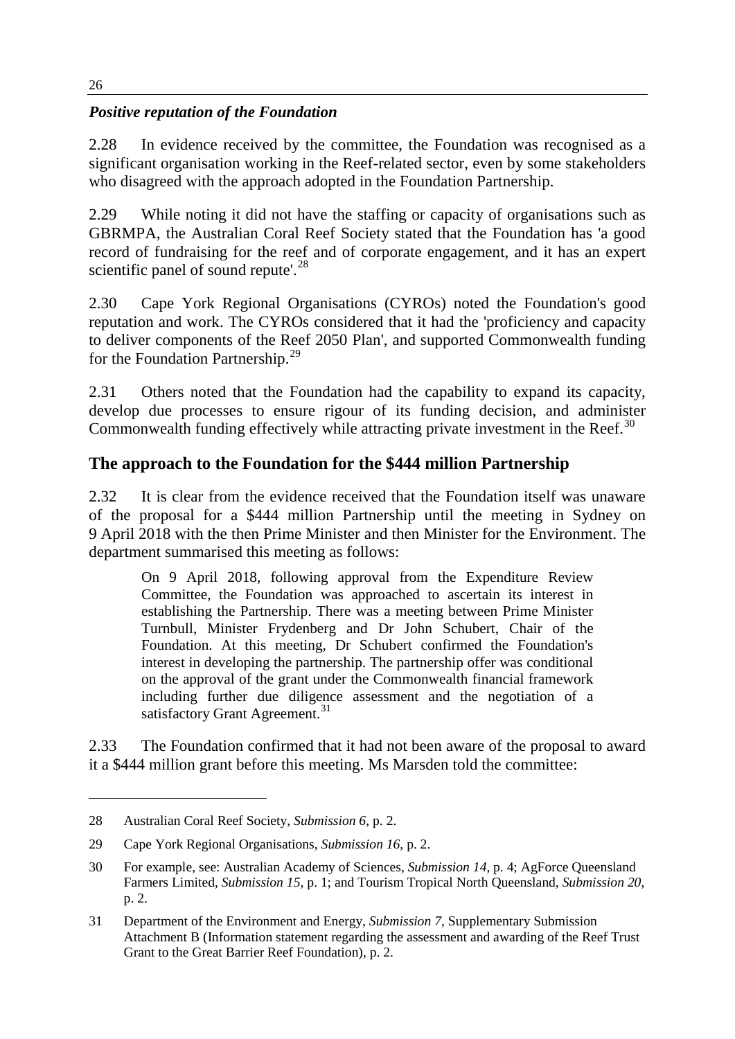### *Positive reputation of the Foundation*

2.28 In evidence received by the committee, the Foundation was recognised as a significant organisation working in the Reef-related sector, even by some stakeholders who disagreed with the approach adopted in the Foundation Partnership.

2.29 While noting it did not have the staffing or capacity of organisations such as GBRMPA, the Australian Coral Reef Society stated that the Foundation has 'a good record of fundraising for the reef and of corporate engagement, and it has an expert scientific panel of sound repute'.[28]

2.30 Cape York Regional Organisations (CYROs) noted the Foundation's good reputation and work. The CYROs considered that it had the 'proficiency and capacity to deliver components of the Reef 2050 Plan', and supported Commonwealth funding for the Foundation Partnership.[29]

2.31 Others noted that the Foundation had the capability to expand its capacity, develop due processes to ensure rigour of its funding decision, and administer Commonwealth funding effectively while attracting private investment in the Reef.[30]

## The approach to the Foundation for the $444 million Partnership

2.32 It is clear from the evidence received that the Foundation itself was unaware of the proposal for a $444 million Partnership until the meeting in Sydney on 9 April 2018 with the then Prime Minister and then Minister for the Environment. The department summarised this meeting as follows:

> On 9 April 2018, following approval from the Expenditure Review Committee, the Foundation was approached to ascertain its interest in establishing the Partnership. There was a meeting between Prime Minister Turnbull, Minister Frydenberg and Dr John Schubert, Chair of the Foundation. At this meeting, Dr Schubert confirmed the Foundation's interest in developing the partnership. The partnership offer was conditional on the approval of the grant under the Commonwealth financial framework including further due diligence assessment and the negotiation of a satisfactory Grant Agreement.[31]

2.33 The Foundation confirmed that it had not been aware of the proposal to award it a $444 million grant before this meeting. Ms Marsden told the committee:

---

28 Australian Coral Reef Society, *Submission 6*, p. 2.

29 Cape York Regional Organisations, *Submission 16*, p. 2.

30 For example, see: Australian Academy of Sciences, *Submission 14*, p. 4; AgForce Queensland Farmers Limited, *Submission 15*, p. 1; and Tourism Tropical North Queensland, *Submission 20*, p. 2.

31 Department of the Environment and Energy, *Submission 7*, Supplementary Submission Attachment B (Information statement regarding the assessment and awarding of the Reef Trust Grant to the Great Barrier Reef Foundation), p. 2.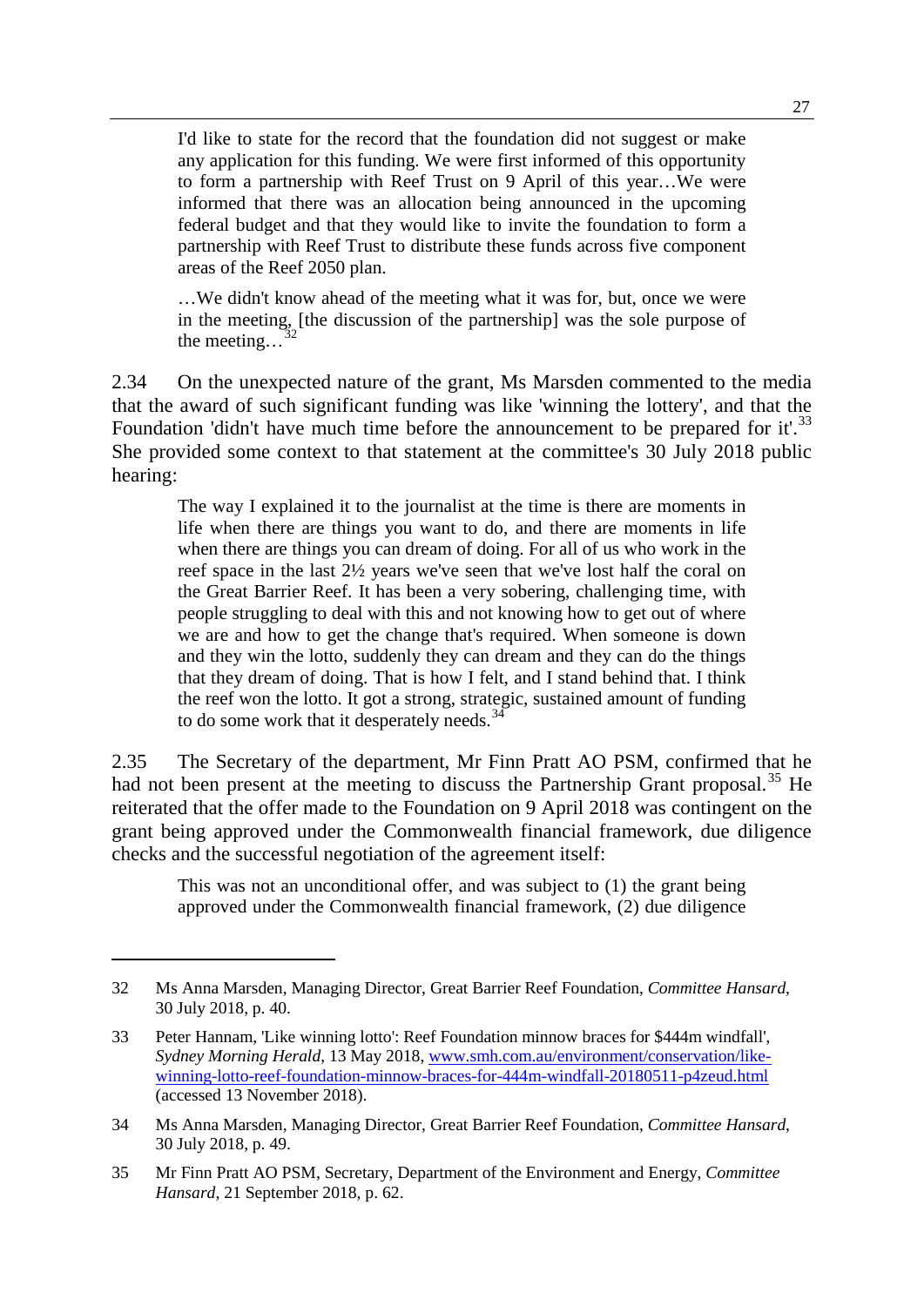> I'd like to state for the record that the foundation did not suggest or make any application for this funding. We were first informed of this opportunity to form a partnership with Reef Trust on 9 April of this year…We were informed that there was an allocation being announced in the upcoming federal budget and that they would like to invite the foundation to form a partnership with Reef Trust to distribute these funds across five component areas of the Reef 2050 plan.
>
> …We didn't know ahead of the meeting what it was for, but, once we were in the meeting, [the discussion of the partnership] was the sole purpose of the meeting…[32]

2.34 On the unexpected nature of the grant, Ms Marsden commented to the media that the award of such significant funding was like 'winning the lottery', and that the Foundation 'didn't have much time before the announcement to be prepared for it'.[33] She provided some context to that statement at the committee's 30 July 2018 public hearing:

> The way I explained it to the journalist at the time is there are moments in life when there are things you want to do, and there are moments in life when there are things you can dream of doing. For all of us who work in the reef space in the last 2½ years we've seen that we've lost half the coral on the Great Barrier Reef. It has been a very sobering, challenging time, with people struggling to deal with this and not knowing how to get out of where we are and how to get the change that's required. When someone is down and they win the lotto, suddenly they can dream and they can do the things that they dream of doing. That is how I felt, and I stand behind that. I think the reef won the lotto. It got a strong, strategic, sustained amount of funding to do some work that it desperately needs.[34]

2.35 The Secretary of the department, Mr Finn Pratt AO PSM, confirmed that he had not been present at the meeting to discuss the Partnership Grant proposal.[35] He reiterated that the offer made to the Foundation on 9 April 2018 was contingent on the grant being approved under the Commonwealth financial framework, due diligence checks and the successful negotiation of the agreement itself:

> This was not an unconditional offer, and was subject to (1) the grant being approved under the Commonwealth financial framework, (2) due diligence

---

32 Ms Anna Marsden, Managing Director, Great Barrier Reef Foundation, *Committee Hansard*, 30 July 2018, p. 40.

33 Peter Hannam, 'Like winning lotto': Reef Foundation minnow braces for $444m windfall', *Sydney Morning Herald*, 13 May 2018, www.smh.com.au/environment/conservation/like-winning-lotto-reef-foundation-minnow-braces-for-444m-windfall-20180511-p4zeud.html (accessed 13 November 2018).

34 Ms Anna Marsden, Managing Director, Great Barrier Reef Foundation, *Committee Hansard*, 30 July 2018, p. 49.

35 Mr Finn Pratt AO PSM, Secretary, Department of the Environment and Energy, *Committee Hansard*, 21 September 2018, p. 62.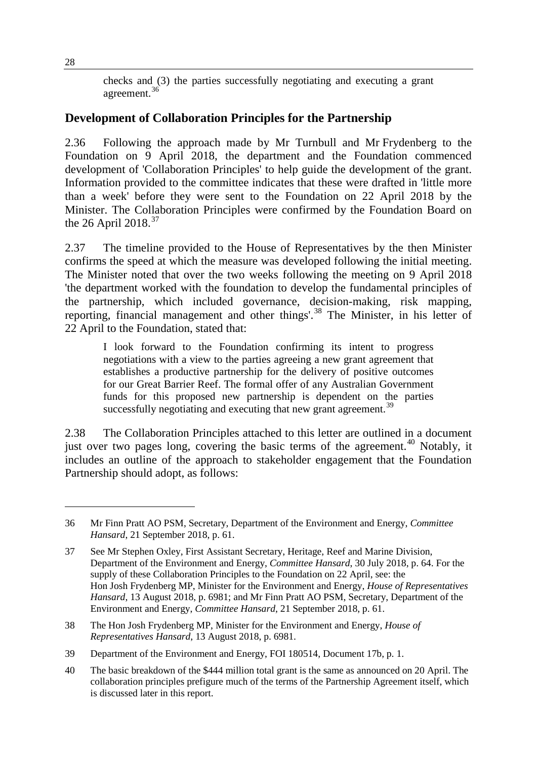checks and (3) the parties successfully negotiating and executing a grant agreement.[36]

## Development of Collaboration Principles for the Partnership

2.36 Following the approach made by Mr Turnbull and Mr Frydenberg to the Foundation on 9 April 2018, the department and the Foundation commenced development of 'Collaboration Principles' to help guide the development of the grant. Information provided to the committee indicates that these were drafted in 'little more than a week' before they were sent to the Foundation on 22 April 2018 by the Minister. The Collaboration Principles were confirmed by the Foundation Board on the 26 April 2018.[37]

2.37 The timeline provided to the House of Representatives by the then Minister confirms the speed at which the measure was developed following the initial meeting. The Minister noted that over the two weeks following the meeting on 9 April 2018 'the department worked with the foundation to develop the fundamental principles of the partnership, which included governance, decision-making, risk mapping, reporting, financial management and other things'.[38] The Minister, in his letter of 22 April to the Foundation, stated that:

> I look forward to the Foundation confirming its intent to progress negotiations with a view to the parties agreeing a new grant agreement that establishes a productive partnership for the delivery of positive outcomes for our Great Barrier Reef. The formal offer of any Australian Government funds for this proposed new partnership is dependent on the parties successfully negotiating and executing that new grant agreement.[39]

2.38 The Collaboration Principles attached to this letter are outlined in a document just over two pages long, covering the basic terms of the agreement.[40] Notably, it includes an outline of the approach to stakeholder engagement that the Foundation Partnership should adopt, as follows:

---

36 Mr Finn Pratt AO PSM, Secretary, Department of the Environment and Energy, *Committee Hansard*, 21 September 2018, p. 61.

37 See Mr Stephen Oxley, First Assistant Secretary, Heritage, Reef and Marine Division, Department of the Environment and Energy, *Committee Hansard*, 30 July 2018, p. 64. For the supply of these Collaboration Principles to the Foundation on 22 April, see: the Hon Josh Frydenberg MP, Minister for the Environment and Energy, *House of Representatives Hansard*, 13 August 2018, p. 6981; and Mr Finn Pratt AO PSM, Secretary, Department of the Environment and Energy, *Committee Hansard*, 21 September 2018, p. 61.

38 The Hon Josh Frydenberg MP, Minister for the Environment and Energy, *House of Representatives Hansard*, 13 August 2018, p. 6981.

39 Department of the Environment and Energy, FOI 180514, Document 17b, p. 1.

40 The basic breakdown of the $444 million total grant is the same as announced on 20 April. The collaboration principles prefigure much of the terms of the Partnership Agreement itself, which is discussed later in this report.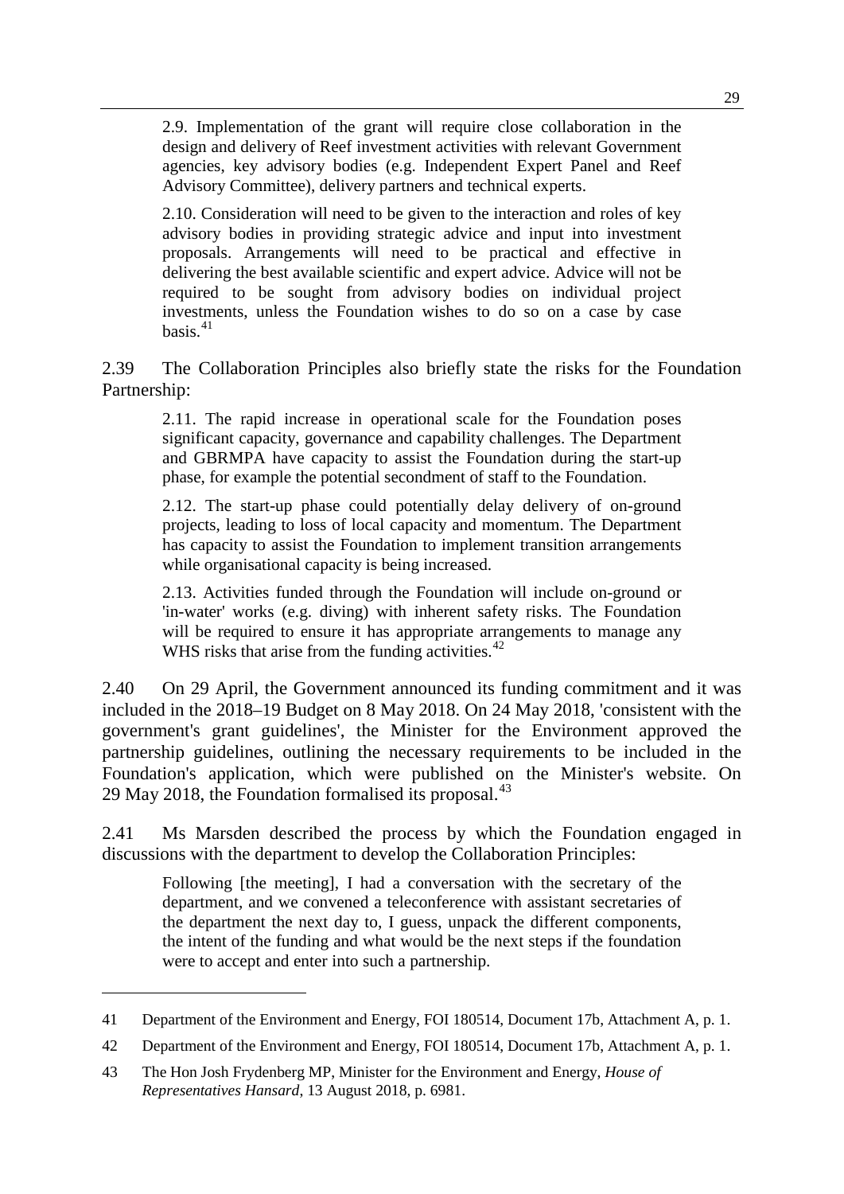> 2.9. Implementation of the grant will require close collaboration in the design and delivery of Reef investment activities with relevant Government agencies, key advisory bodies (e.g. Independent Expert Panel and Reef Advisory Committee), delivery partners and technical experts.
>
> 2.10. Consideration will need to be given to the interaction and roles of key advisory bodies in providing strategic advice and input into investment proposals. Arrangements will need to be practical and effective in delivering the best available scientific and expert advice. Advice will not be required to be sought from advisory bodies on individual project investments, unless the Foundation wishes to do so on a case by case basis.[41]

2.39 The Collaboration Principles also briefly state the risks for the Foundation Partnership:

> 2.11. The rapid increase in operational scale for the Foundation poses significant capacity, governance and capability challenges. The Department and GBRMPA have capacity to assist the Foundation during the start-up phase, for example the potential secondment of staff to the Foundation.
>
> 2.12. The start-up phase could potentially delay delivery of on-ground projects, leading to loss of local capacity and momentum. The Department has capacity to assist the Foundation to implement transition arrangements while organisational capacity is being increased.
>
> 2.13. Activities funded through the Foundation will include on-ground or 'in-water' works (e.g. diving) with inherent safety risks. The Foundation will be required to ensure it has appropriate arrangements to manage any WHS risks that arise from the funding activities.[42]

2.40 On 29 April, the Government announced its funding commitment and it was included in the 2018–19 Budget on 8 May 2018. On 24 May 2018, 'consistent with the government's grant guidelines', the Minister for the Environment approved the partnership guidelines, outlining the necessary requirements to be included in the Foundation's application, which were published on the Minister's website. On 29 May 2018, the Foundation formalised its proposal.[43]

2.41 Ms Marsden described the process by which the Foundation engaged in discussions with the department to develop the Collaboration Principles:

> Following [the meeting], I had a conversation with the secretary of the department, and we convened a teleconference with assistant secretaries of the department the next day to, I guess, unpack the different components, the intent of the funding and what would be the next steps if the foundation were to accept and enter into such a partnership.

---

41 Department of the Environment and Energy, FOI 180514, Document 17b, Attachment A, p. 1.

42 Department of the Environment and Energy, FOI 180514, Document 17b, Attachment A, p. 1.

43 The Hon Josh Frydenberg MP, Minister for the Environment and Energy, *House of Representatives Hansard*, 13 August 2018, p. 6981.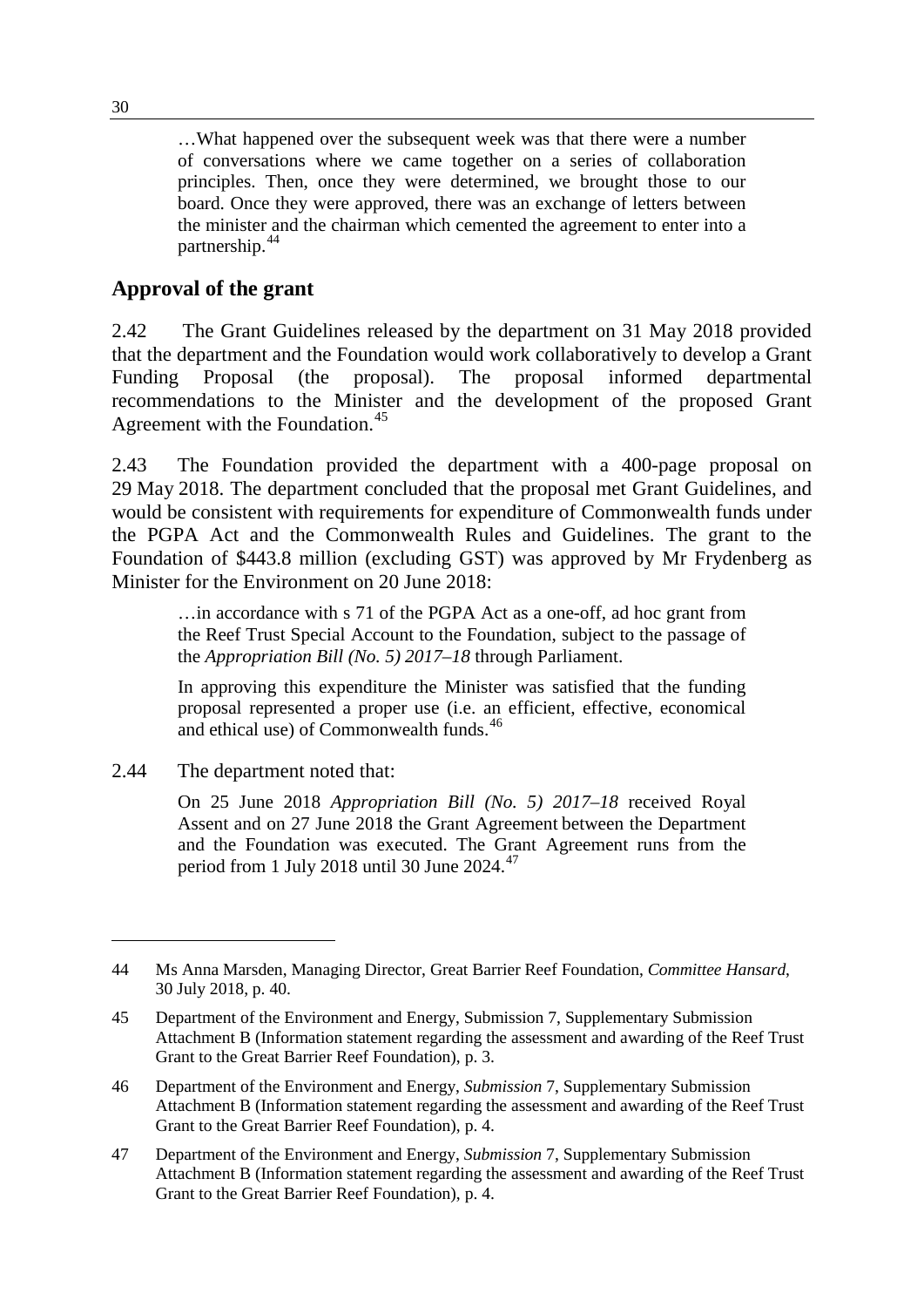> …What happened over the subsequent week was that there were a number of conversations where we came together on a series of collaboration principles. Then, once they were determined, we brought those to our board. Once they were approved, there was an exchange of letters between the minister and the chairman which cemented the agreement to enter into a partnership.[44]

## Approval of the grant

2.42 The Grant Guidelines released by the department on 31 May 2018 provided that the department and the Foundation would work collaboratively to develop a Grant Funding Proposal (the proposal). The proposal informed departmental recommendations to the Minister and the development of the proposed Grant Agreement with the Foundation.[45]

2.43 The Foundation provided the department with a 400-page proposal on 29 May 2018. The department concluded that the proposal met Grant Guidelines, and would be consistent with requirements for expenditure of Commonwealth funds under the PGPA Act and the Commonwealth Rules and Guidelines. The grant to the Foundation of $443.8 million (excluding GST) was approved by Mr Frydenberg as Minister for the Environment on 20 June 2018:

> …in accordance with s 71 of the PGPA Act as a one-off, ad hoc grant from the Reef Trust Special Account to the Foundation, subject to the passage of the *Appropriation Bill (No. 5) 2017–18* through Parliament.
>
> In approving this expenditure the Minister was satisfied that the funding proposal represented a proper use (i.e. an efficient, effective, economical and ethical use) of Commonwealth funds.[46]

2.44 The department noted that:

> On 25 June 2018 *Appropriation Bill (No. 5) 2017–18* received Royal Assent and on 27 June 2018 the Grant Agreement between the Department and the Foundation was executed. The Grant Agreement runs from the period from 1 July 2018 until 30 June 2024.[47]

---

44 Ms Anna Marsden, Managing Director, Great Barrier Reef Foundation, *Committee Hansard*, 30 July 2018, p. 40.

45 Department of the Environment and Energy, Submission 7, Supplementary Submission Attachment B (Information statement regarding the assessment and awarding of the Reef Trust Grant to the Great Barrier Reef Foundation), p. 3.

46 Department of the Environment and Energy, *Submission* 7, Supplementary Submission Attachment B (Information statement regarding the assessment and awarding of the Reef Trust Grant to the Great Barrier Reef Foundation), p. 4.

47 Department of the Environment and Energy, *Submission* 7, Supplementary Submission Attachment B (Information statement regarding the assessment and awarding of the Reef Trust Grant to the Great Barrier Reef Foundation), p. 4.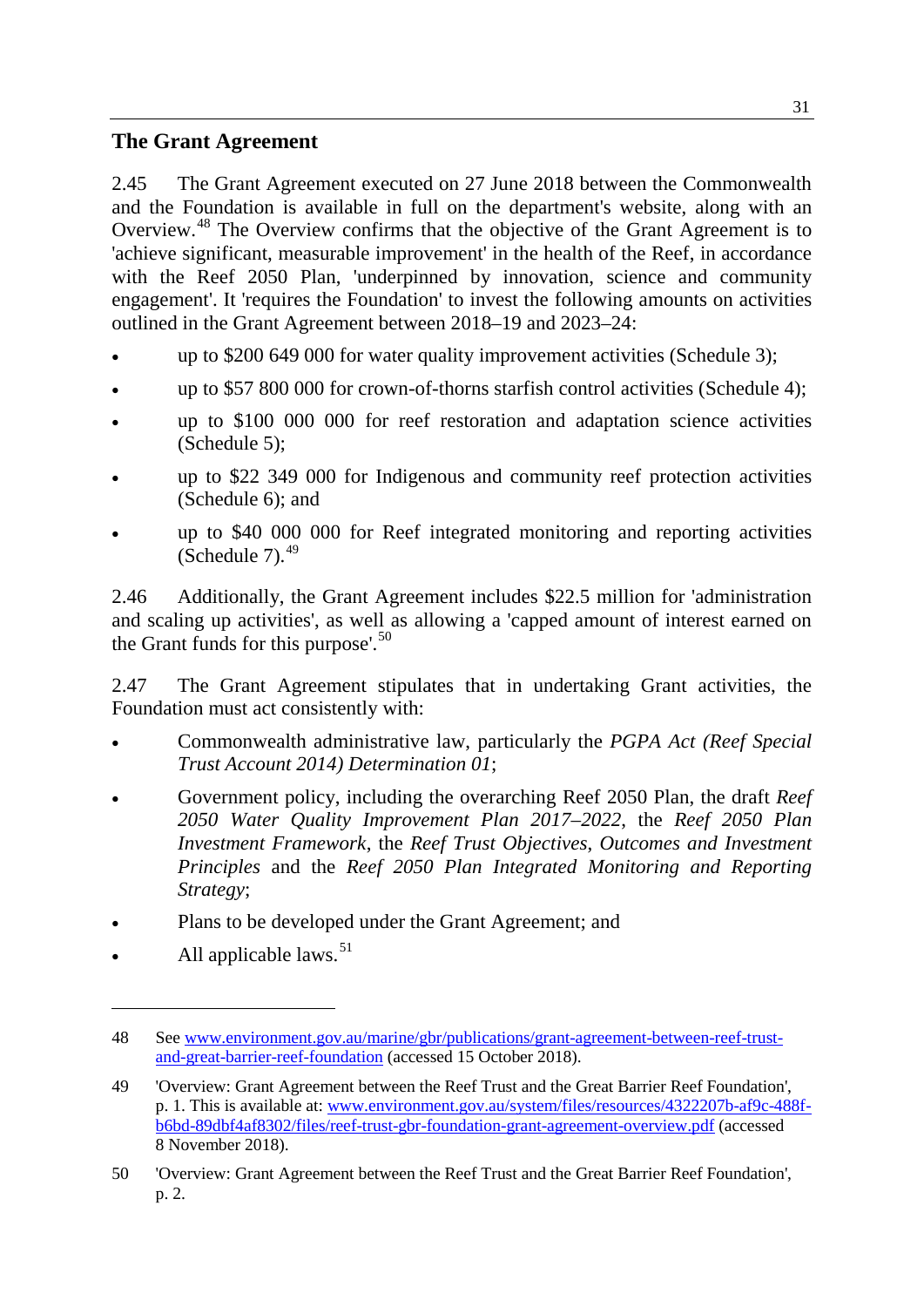## The Grant Agreement

2.45 The Grant Agreement executed on 27 June 2018 between the Commonwealth and the Foundation is available in full on the department's website, along with an Overview.[48] The Overview confirms that the objective of the Grant Agreement is to 'achieve significant, measurable improvement' in the health of the Reef, in accordance with the Reef 2050 Plan, 'underpinned by innovation, science and community engagement'. It 'requires the Foundation' to invest the following amounts on activities outlined in the Grant Agreement between 2018–19 and 2023–24:

- up to $200 649 000 for water quality improvement activities (Schedule 3);
- up to $57 800 000 for crown-of-thorns starfish control activities (Schedule 4);
- up to $100 000 000 for reef restoration and adaptation science activities (Schedule 5);
- up to $22 349 000 for Indigenous and community reef protection activities (Schedule 6); and
- up to $40 000 000 for Reef integrated monitoring and reporting activities (Schedule 7).[49]

2.46 Additionally, the Grant Agreement includes $22.5 million for 'administration and scaling up activities', as well as allowing a 'capped amount of interest earned on the Grant funds for this purpose'.[50]

2.47 The Grant Agreement stipulates that in undertaking Grant activities, the Foundation must act consistently with:

- Commonwealth administrative law, particularly the *PGPA Act (Reef Special Trust Account 2014) Determination 01*;
- Government policy, including the overarching Reef 2050 Plan, the draft *Reef 2050 Water Quality Improvement Plan 2017–2022*, the *Reef 2050 Plan Investment Framework*, the *Reef Trust Objectives, Outcomes and Investment Principles* and the *Reef 2050 Plan Integrated Monitoring and Reporting Strategy*;
- Plans to be developed under the Grant Agreement; and
- All applicable laws.[51]

---

48 See [www.environment.gov.au/marine/gbr/publications/grant-agreement-between-reef-trust-and-great-barrier-reef-foundation](www.environment.gov.au/marine/gbr/publications/grant-agreement-between-reef-trust-and-great-barrier-reef-foundation) (accessed 15 October 2018).

49 'Overview: Grant Agreement between the Reef Trust and the Great Barrier Reef Foundation', p. 1. This is available at: [www.environment.gov.au/system/files/resources/4322207b-af9c-488f-b6bd-89dbf4af8302/files/reef-trust-gbr-foundation-grant-agreement-overview.pdf](www.environment.gov.au/system/files/resources/4322207b-af9c-488f-b6bd-89dbf4af8302/files/reef-trust-gbr-foundation-grant-agreement-overview.pdf) (accessed 8 November 2018).

50 'Overview: Grant Agreement between the Reef Trust and the Great Barrier Reef Foundation', p. 2.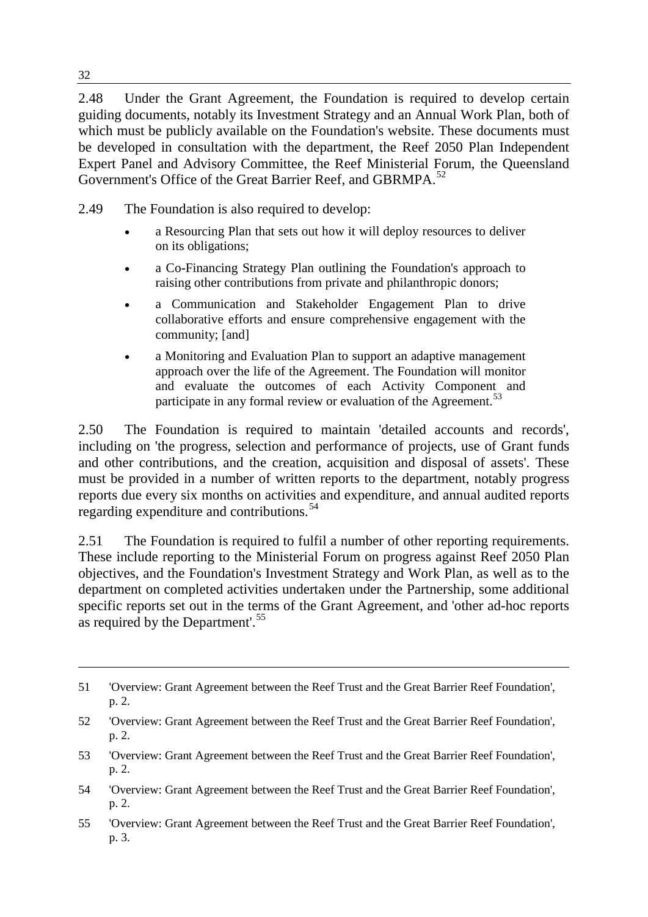2.48 Under the Grant Agreement, the Foundation is required to develop certain guiding documents, notably its Investment Strategy and an Annual Work Plan, both of which must be publicly available on the Foundation's website. These documents must be developed in consultation with the department, the Reef 2050 Plan Independent Expert Panel and Advisory Committee, the Reef Ministerial Forum, the Queensland Government's Office of the Great Barrier Reef, and GBRMPA.[52]

2.49 The Foundation is also required to develop:

- a Resourcing Plan that sets out how it will deploy resources to deliver on its obligations;
- a Co-Financing Strategy Plan outlining the Foundation's approach to raising other contributions from private and philanthropic donors;
- a Communication and Stakeholder Engagement Plan to drive collaborative efforts and ensure comprehensive engagement with the community; [and]
- a Monitoring and Evaluation Plan to support an adaptive management approach over the life of the Agreement. The Foundation will monitor and evaluate the outcomes of each Activity Component and participate in any formal review or evaluation of the Agreement.[53]

2.50 The Foundation is required to maintain 'detailed accounts and records', including on 'the progress, selection and performance of projects, use of Grant funds and other contributions, and the creation, acquisition and disposal of assets'. These must be provided in a number of written reports to the department, notably progress reports due every six months on activities and expenditure, and annual audited reports regarding expenditure and contributions.[54]

2.51 The Foundation is required to fulfil a number of other reporting requirements. These include reporting to the Ministerial Forum on progress against Reef 2050 Plan objectives, and the Foundation's Investment Strategy and Work Plan, as well as to the department on completed activities undertaken under the Partnership, some additional specific reports set out in the terms of the Grant Agreement, and 'other ad-hoc reports as required by the Department'.[55]

---

51 'Overview: Grant Agreement between the Reef Trust and the Great Barrier Reef Foundation', p. 2.

52 'Overview: Grant Agreement between the Reef Trust and the Great Barrier Reef Foundation', p. 2.

53 'Overview: Grant Agreement between the Reef Trust and the Great Barrier Reef Foundation', p. 2.

54 'Overview: Grant Agreement between the Reef Trust and the Great Barrier Reef Foundation', p. 2.

55 'Overview: Grant Agreement between the Reef Trust and the Great Barrier Reef Foundation', p. 3.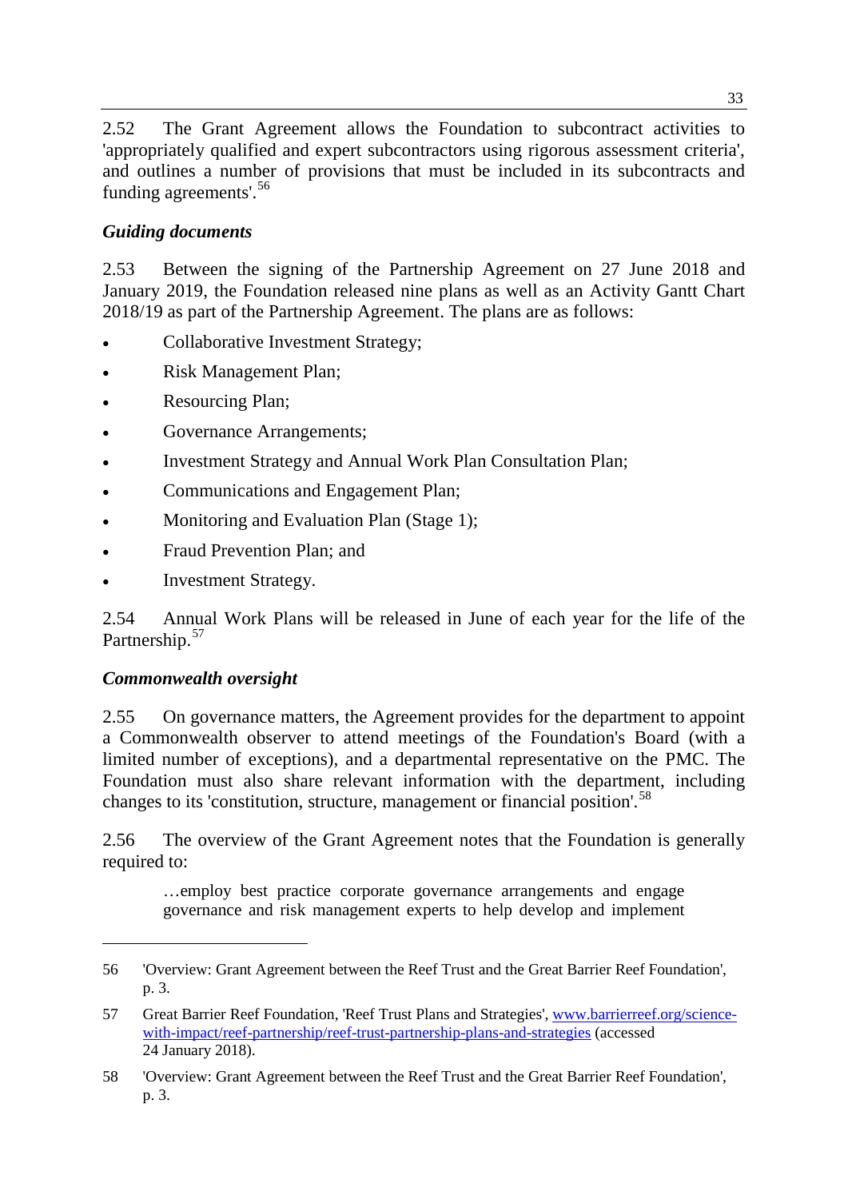2.52 The Grant Agreement allows the Foundation to subcontract activities to 'appropriately qualified and expert subcontractors using rigorous assessment criteria', and outlines a number of provisions that must be included in its subcontracts and funding agreements'.[56]

### *Guiding documents*

2.53 Between the signing of the Partnership Agreement on 27 June 2018 and January 2019, the Foundation released nine plans as well as an Activity Gantt Chart 2018/19 as part of the Partnership Agreement. The plans are as follows:

- Collaborative Investment Strategy;
- Risk Management Plan;
- Resourcing Plan;
- Governance Arrangements;
- Investment Strategy and Annual Work Plan Consultation Plan;
- Communications and Engagement Plan;
- Monitoring and Evaluation Plan (Stage 1);
- Fraud Prevention Plan; and
- Investment Strategy.

2.54 Annual Work Plans will be released in June of each year for the life of the Partnership.[57]

### *Commonwealth oversight*

2.55 On governance matters, the Agreement provides for the department to appoint a Commonwealth observer to attend meetings of the Foundation's Board (with a limited number of exceptions), and a departmental representative on the PMC. The Foundation must also share relevant information with the department, including changes to its 'constitution, structure, management or financial position'.[58]

2.56 The overview of the Grant Agreement notes that the Foundation is generally required to:

> …employ best practice corporate governance arrangements and engage governance and risk management experts to help develop and implement

---

56 'Overview: Grant Agreement between the Reef Trust and the Great Barrier Reef Foundation', p. 3.

57 Great Barrier Reef Foundation, 'Reef Trust Plans and Strategies', [www.barrierreef.org/science-with-impact/reef-partnership/reef-trust-partnership-plans-and-strategies](www.barrierreef.org/science-with-impact/reef-partnership/reef-trust-partnership-plans-and-strategies) (accessed 24 January 2018).

58 'Overview: Grant Agreement between the Reef Trust and the Great Barrier Reef Foundation', p. 3.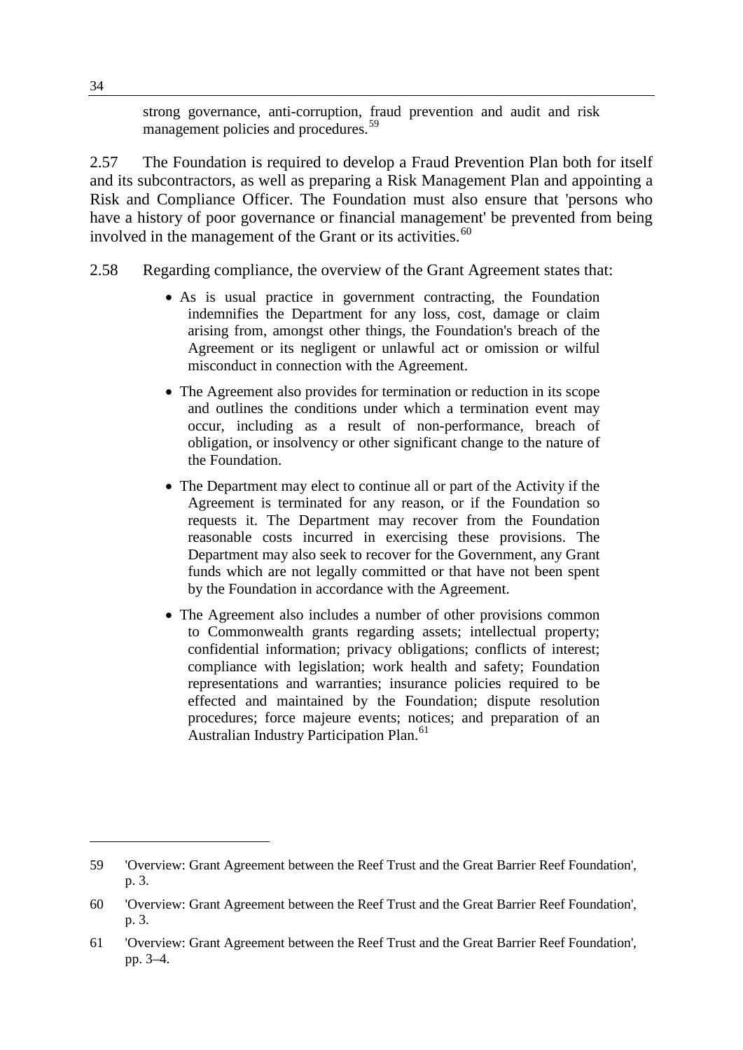> strong governance, anti-corruption, fraud prevention and audit and risk management policies and procedures.[59]

2.57 The Foundation is required to develop a Fraud Prevention Plan both for itself and its subcontractors, as well as preparing a Risk Management Plan and appointing a Risk and Compliance Officer. The Foundation must also ensure that 'persons who have a history of poor governance or financial management' be prevented from being involved in the management of the Grant or its activities.[60]

2.58 Regarding compliance, the overview of the Grant Agreement states that:

> - As is usual practice in government contracting, the Foundation indemnifies the Department for any loss, cost, damage or claim arising from, amongst other things, the Foundation's breach of the Agreement or its negligent or unlawful act or omission or wilful misconduct in connection with the Agreement.
> - The Agreement also provides for termination or reduction in its scope and outlines the conditions under which a termination event may occur, including as a result of non-performance, breach of obligation, or insolvency or other significant change to the nature of the Foundation.
> - The Department may elect to continue all or part of the Activity if the Agreement is terminated for any reason, or if the Foundation so requests it. The Department may recover from the Foundation reasonable costs incurred in exercising these provisions. The Department may also seek to recover for the Government, any Grant funds which are not legally committed or that have not been spent by the Foundation in accordance with the Agreement.
> - The Agreement also includes a number of other provisions common to Commonwealth grants regarding assets; intellectual property; confidential information; privacy obligations; conflicts of interest; compliance with legislation; work health and safety; Foundation representations and warranties; insurance policies required to be effected and maintained by the Foundation; dispute resolution procedures; force majeure events; notices; and preparation of an Australian Industry Participation Plan.[61]

---

59 'Overview: Grant Agreement between the Reef Trust and the Great Barrier Reef Foundation', p. 3.

60 'Overview: Grant Agreement between the Reef Trust and the Great Barrier Reef Foundation', p. 3.

61 'Overview: Grant Agreement between the Reef Trust and the Great Barrier Reef Foundation', pp. 3–4.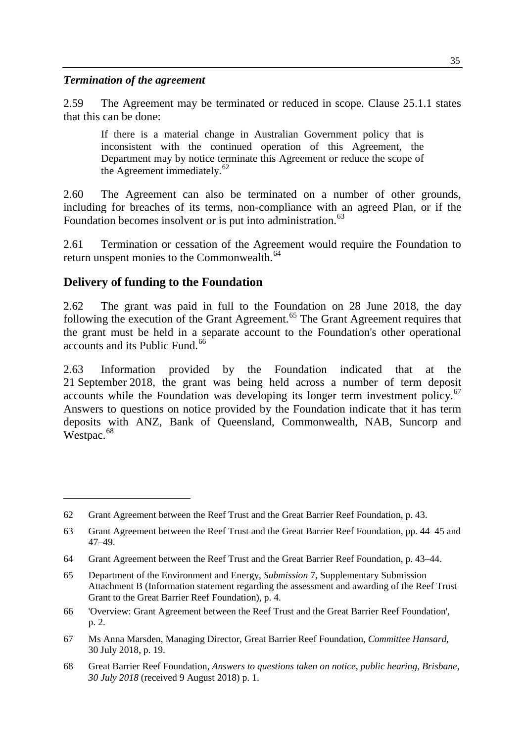*Termination of the agreement*

2.59 The Agreement may be terminated or reduced in scope. Clause 25.1.1 states that this can be done:

> If there is a material change in Australian Government policy that is inconsistent with the continued operation of this Agreement, the Department may by notice terminate this Agreement or reduce the scope of the Agreement immediately.[62]

2.60 The Agreement can also be terminated on a number of other grounds, including for breaches of its terms, non-compliance with an agreed Plan, or if the Foundation becomes insolvent or is put into administration.[63]

2.61 Termination or cessation of the Agreement would require the Foundation to return unspent monies to the Commonwealth.[64]

## Delivery of funding to the Foundation

2.62 The grant was paid in full to the Foundation on 28 June 2018, the day following the execution of the Grant Agreement.[65] The Grant Agreement requires that the grant must be held in a separate account to the Foundation's other operational accounts and its Public Fund.[66]

2.63 Information provided by the Foundation indicated that at the 21 September 2018, the grant was being held across a number of term deposit accounts while the Foundation was developing its longer term investment policy.[67] Answers to questions on notice provided by the Foundation indicate that it has term deposits with ANZ, Bank of Queensland, Commonwealth, NAB, Suncorp and Westpac.[68]

---

62 Grant Agreement between the Reef Trust and the Great Barrier Reef Foundation, p. 43.

63 Grant Agreement between the Reef Trust and the Great Barrier Reef Foundation, pp. 44–45 and 47–49.

64 Grant Agreement between the Reef Trust and the Great Barrier Reef Foundation, p. 43–44.

65 Department of the Environment and Energy, *Submission* 7, Supplementary Submission Attachment B (Information statement regarding the assessment and awarding of the Reef Trust Grant to the Great Barrier Reef Foundation), p. 4.

66 'Overview: Grant Agreement between the Reef Trust and the Great Barrier Reef Foundation', p. 2.

67 Ms Anna Marsden, Managing Director, Great Barrier Reef Foundation, *Committee Hansard*, 30 July 2018, p. 19.

68 Great Barrier Reef Foundation, *Answers to questions taken on notice, public hearing, Brisbane, 30 July 2018* (received 9 August 2018) p. 1.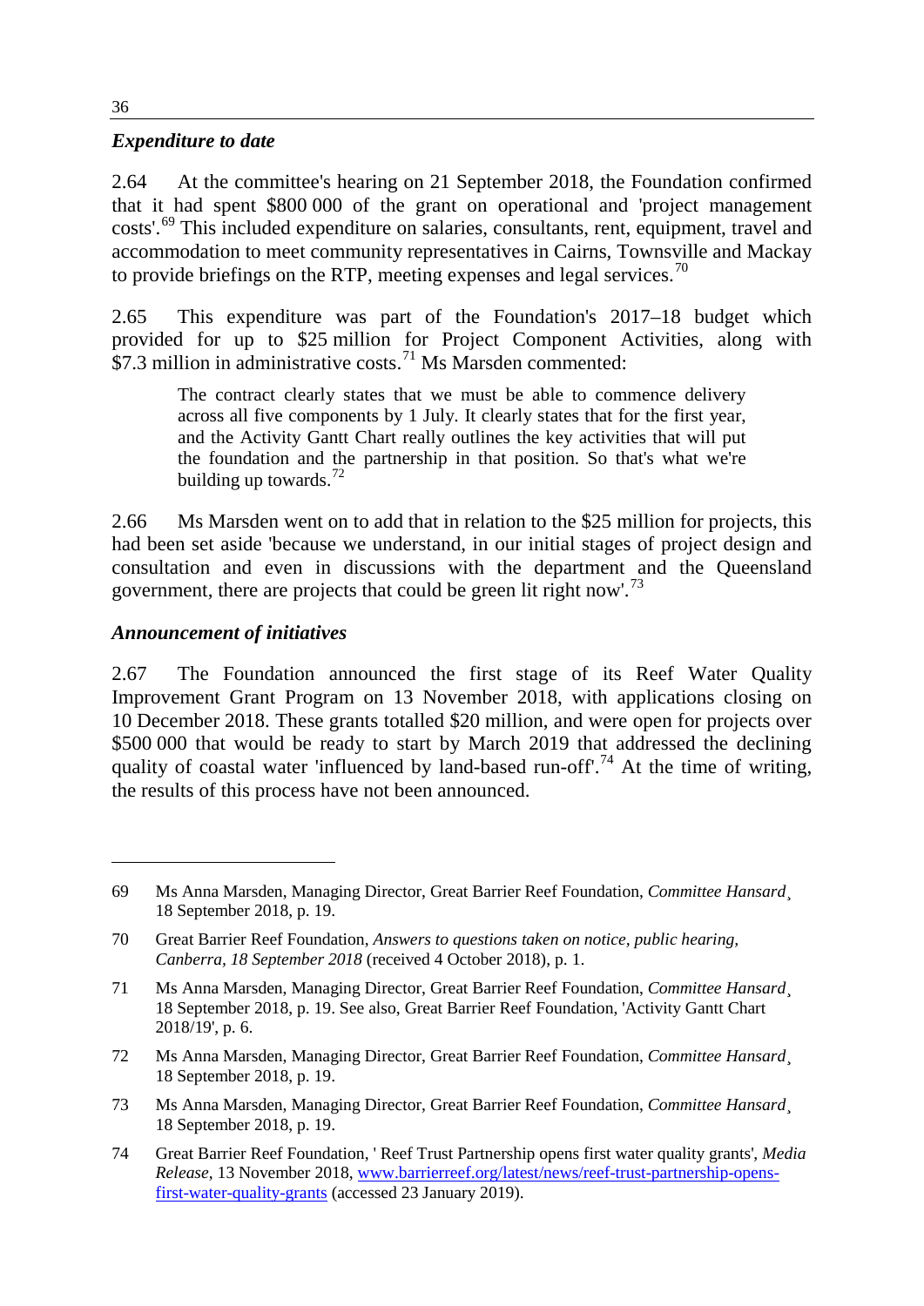### *Expenditure to date*

2.64 At the committee's hearing on 21 September 2018, the Foundation confirmed that it had spent \$800 000 of the grant on operational and 'project management costs'.[69] This included expenditure on salaries, consultants, rent, equipment, travel and accommodation to meet community representatives in Cairns, Townsville and Mackay to provide briefings on the RTP, meeting expenses and legal services.[70]

2.65 This expenditure was part of the Foundation's 2017–18 budget which provided for up to \$25 million for Project Component Activities, along with \$7.3 million in administrative costs.[71] Ms Marsden commented:

> The contract clearly states that we must be able to commence delivery across all five components by 1 July. It clearly states that for the first year, and the Activity Gantt Chart really outlines the key activities that will put the foundation and the partnership in that position. So that's what we're building up towards.[72]

2.66 Ms Marsden went on to add that in relation to the \$25 million for projects, this had been set aside 'because we understand, in our initial stages of project design and consultation and even in discussions with the department and the Queensland government, there are projects that could be green lit right now'.[73]

### *Announcement of initiatives*

2.67 The Foundation announced the first stage of its Reef Water Quality Improvement Grant Program on 13 November 2018, with applications closing on 10 December 2018. These grants totalled \$20 million, and were open for projects over \$500 000 that would be ready to start by March 2019 that addressed the declining quality of coastal water 'influenced by land-based run-off'.[74] At the time of writing, the results of this process have not been announced.

---

69 Ms Anna Marsden, Managing Director, Great Barrier Reef Foundation, *Committee Hansard*¸ 18 September 2018, p. 19.

70 Great Barrier Reef Foundation, *Answers to questions taken on notice, public hearing, Canberra, 18 September 2018* (received 4 October 2018), p. 1.

71 Ms Anna Marsden, Managing Director, Great Barrier Reef Foundation, *Committee Hansard*¸ 18 September 2018, p. 19. See also, Great Barrier Reef Foundation, 'Activity Gantt Chart 2018/19', p. 6.

72 Ms Anna Marsden, Managing Director, Great Barrier Reef Foundation, *Committee Hansard*¸ 18 September 2018, p. 19.

73 Ms Anna Marsden, Managing Director, Great Barrier Reef Foundation, *Committee Hansard*¸ 18 September 2018, p. 19.

74 Great Barrier Reef Foundation, ' Reef Trust Partnership opens first water quality grants', *Media Release*, 13 November 2018, www.barrierreef.org/latest/news/reef-trust-partnership-opens-first-water-quality-grants (accessed 23 January 2019).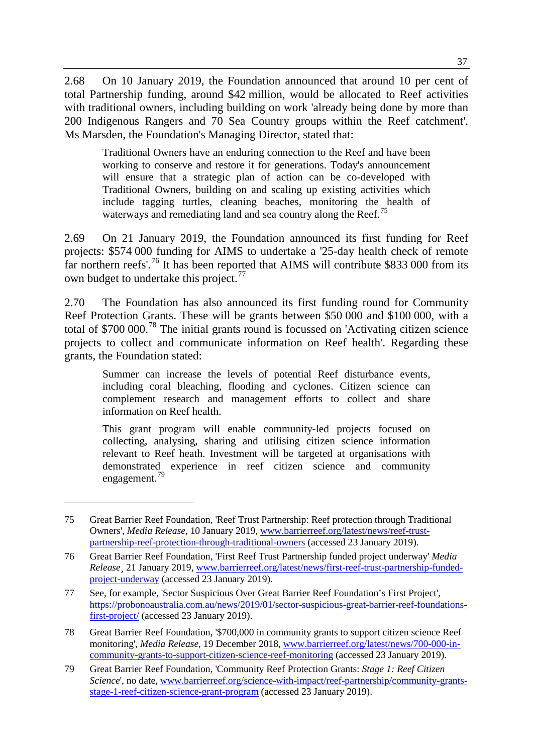2.68 On 10 January 2019, the Foundation announced that around 10 per cent of total Partnership funding, around $42 million, would be allocated to Reef activities with traditional owners, including building on work 'already being done by more than 200 Indigenous Rangers and 70 Sea Country groups within the Reef catchment'. Ms Marsden, the Foundation's Managing Director, stated that:

> Traditional Owners have an enduring connection to the Reef and have been working to conserve and restore it for generations. Today's announcement will ensure that a strategic plan of action can be co-developed with Traditional Owners, building on and scaling up existing activities which include tagging turtles, cleaning beaches, monitoring the health of waterways and remediating land and sea country along the Reef.[75]

2.69 On 21 January 2019, the Foundation announced its first funding for Reef projects: $574 000 funding for AIMS to undertake a '25-day health check of remote far northern reefs'.[76] It has been reported that AIMS will contribute $833 000 from its own budget to undertake this project.[77]

2.70 The Foundation has also announced its first funding round for Community Reef Protection Grants. These will be grants between $50 000 and $100 000, with a total of $700 000.[78] The initial grants round is focussed on 'Activating citizen science projects to collect and communicate information on Reef health'. Regarding these grants, the Foundation stated:

> Summer can increase the levels of potential Reef disturbance events, including coral bleaching, flooding and cyclones. Citizen science can complement research and management efforts to collect and share information on Reef health.
>
> This grant program will enable community-led projects focused on collecting, analysing, sharing and utilising citizen science information relevant to Reef heath. Investment will be targeted at organisations with demonstrated experience in reef citizen science and community engagement.[79]

---

75 Great Barrier Reef Foundation, 'Reef Trust Partnership: Reef protection through Traditional Owners', *Media Release*, 10 January 2019, www.barrierreef.org/latest/news/reef-trust-partnership-reef-protection-through-traditional-owners (accessed 23 January 2019).

76 Great Barrier Reef Foundation, 'First Reef Trust Partnership funded project underway' *Media Release*¸ 21 January 2019, www.barrierreef.org/latest/news/first-reef-trust-partnership-funded-project-underway (accessed 23 January 2019).

77 See, for example, 'Sector Suspicious Over Great Barrier Reef Foundation's First Project', https://probonoaustralia.com.au/news/2019/01/sector-suspicious-great-barrier-reef-foundations-first-project/ (accessed 23 January 2019).

78 Great Barrier Reef Foundation, '$700,000 in community grants to support citizen science Reef monitoring', *Media Release*, 19 December 2018, www.barrierreef.org/latest/news/700-000-in-community-grants-to-support-citizen-science-reef-monitoring (accessed 23 January 2019).

79 Great Barrier Reef Foundation, 'Community Reef Protection Grants: *Stage 1: Reef Citizen Science*', no date, www.barrierreef.org/science-with-impact/reef-partnership/community-grants-stage-1-reef-citizen-science-grant-program (accessed 23 January 2019).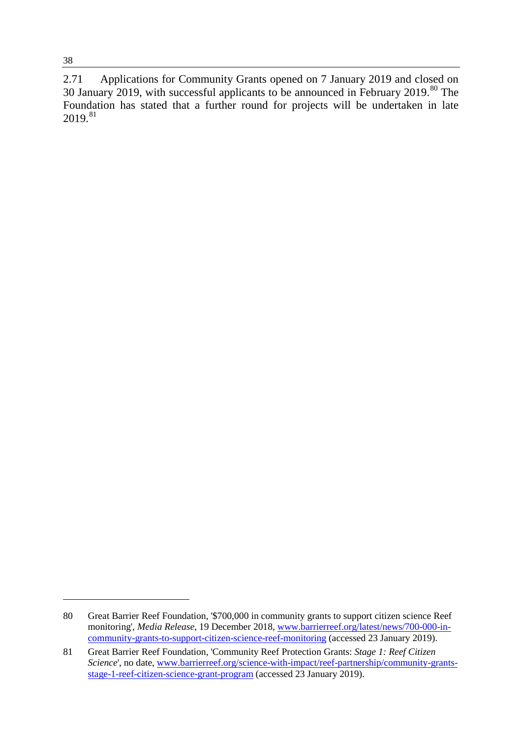2.71 Applications for Community Grants opened on 7 January 2019 and closed on 30 January 2019, with successful applicants to be announced in February 2019.[80] The Foundation has stated that a further round for projects will be undertaken in late 2019.[81]

---

80 Great Barrier Reef Foundation, '$700,000 in community grants to support citizen science Reef monitoring', *Media Release*, 19 December 2018, www.barrierreef.org/latest/news/700-000-in-community-grants-to-support-citizen-science-reef-monitoring (accessed 23 January 2019).

81 Great Barrier Reef Foundation, 'Community Reef Protection Grants: *Stage 1: Reef Citizen Science*', no date, www.barrierreef.org/science-with-impact/reef-partnership/community-grants-stage-1-reef-citizen-science-grant-program (accessed 23 January 2019).